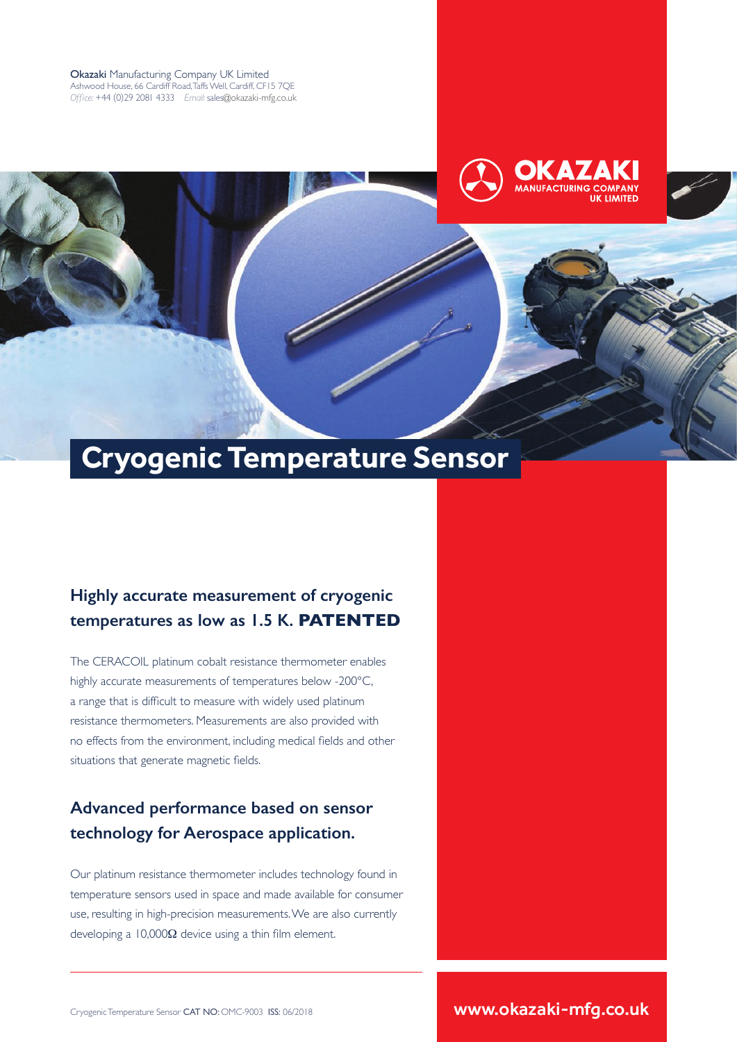**Okazaki** Manufacturing Company UK Limited
Ashwood House, 66 Cardiff Road, Taffs Well, Cardiff, CF15 7QE
*Office:* +44 (0)29 2081 4333 *Email:* sales@okazaki-mfg.co.uk

**OKAZAKI**
**MANUFACTURING COMPANY**
**UK LIMITED**

# Cryogenic Temperature Sensor

## Highly accurate measurement of cryogenic temperatures as low as 1.5 K. **PATENTED**

The CERACOIL platinum cobalt resistance thermometer enables highly accurate measurements of temperatures below -200°C, a range that is difficult to measure with widely used platinum resistance thermometers. Measurements are also provided with no effects from the environment, including medical fields and other situations that generate magnetic fields.

## Advanced performance based on sensor technology for Aerospace application.

Our platinum resistance thermometer includes technology found in temperature sensors used in space and made available for consumer use, resulting in high-precision measurements. We are also currently developing a 10,000Ω device using a thin film element.

Cryogenic Temperature Sensor **CAT NO:** OMC-9003 **ISS:** 06/2018

**www.okazaki-mfg.co.uk**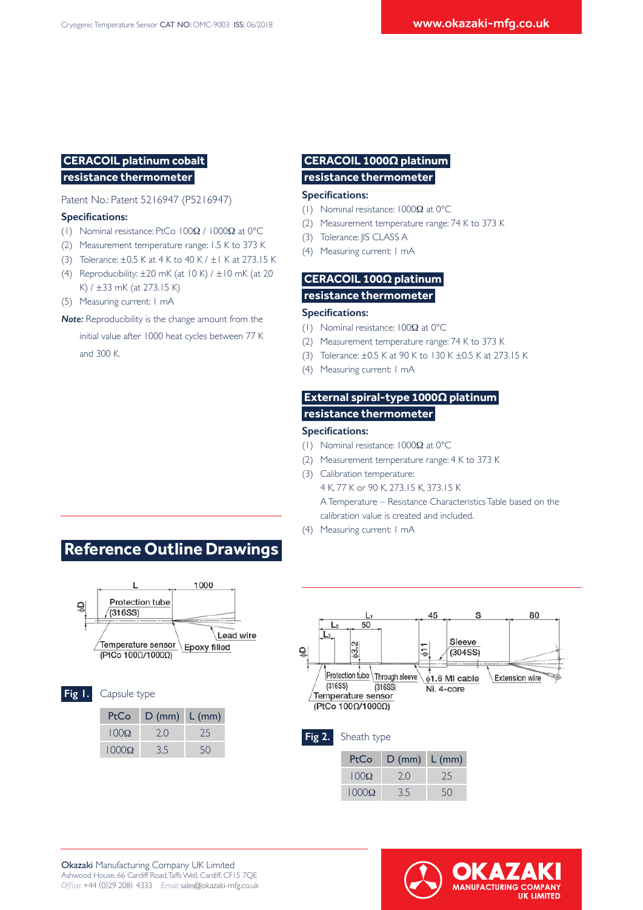## CERACOIL platinum cobalt resistance thermometer

Patent No.: Patent 5216947 (P5216947)

**Specifications:**

(1) Nominal resistance: PtCo 100Ω / 1000Ω at 0°C
(2) Measurement temperature range: 1.5 K to 373 K
(3) Tolerance: ±0.5 K at 4 K to 40 K / ±1 K at 273.15 K
(4) Reproducibility: ±20 mK (at 10 K) / ±10 mK (at 20 K) / ±33 mK (at 273.15 K)
(5) Measuring current: 1 mA

***Note:*** Reproducibility is the change amount from the initial value after 1000 heat cycles between 77 K and 300 K.

## CERACOIL 1000Ω platinum resistance thermometer

**Specifications:**

(1) Nominal resistance: 1000Ω at 0°C
(2) Measurement temperature range: 74 K to 373 K
(3) Tolerance: JIS CLASS A
(4) Measuring current: 1 mA

## CERACOIL 100Ω platinum resistance thermometer

**Specifications:**

(1) Nominal resistance: 100Ω at 0°C
(2) Measurement temperature range: 74 K to 373 K
(3) Tolerance: ±0.5 K at 90 K to 130 K ±0.5 K at 273.15 K
(4) Measuring current: 1 mA

## External spiral-type 1000Ω platinum resistance thermometer

**Specifications:**

(1) Nominal resistance: 1000Ω at 0°C
(2) Measurement temperature range: 4 K to 373 K
(3) Calibration temperature:
4 K, 77 K or 90 K, 273.15 K, 373.15 K
A Temperature – Resistance Characteristics Table based on the calibration value is created and included.
(4) Measuring current: 1 mA

# Reference Outline Drawings

L | 1000 | ϕD | Protection tube (316SS) | Lead wire | Temperature sensor (PtCo 100Ω/1000Ω) | Epoxy filled

**Fig 1.** Capsule type

| PtCo | D (mm) | L (mm) |
|---|---|---|
| 100Ω | 2.0 | 25 |
| 1000Ω | 3.5 | 50 |

$L_1$ | 45 | S | 80 | $L_2$ | 50 | $L_3$ | ϕD | ϕ3.2 | ϕ1 | Sleeve (304SS) | Protection tube (316SS) | Through sleeve (316SS) | ϕ1.6 MI cable Ni. 4-core | Extension wire | Temperature sensor (PtCo 100Ω/1000Ω)

**Fig 2.** Sheath type

| PtCo | D (mm) | L (mm) |
|---|---|---|
| 100Ω | 2.0 | 25 |
| 1000Ω | 3.5 | 50 |

**Okazaki** Manufacturing Company UK Limited
Ashwood House, 66 Cardiff Road, Taffs Well, Cardiff, CF15 7QE
*Office:* +44 (0)29 2081 4333 *Email:* sales@okazaki-mfg.co.uk

OKAZAKI MANUFACTURING COMPANY UK LIMITED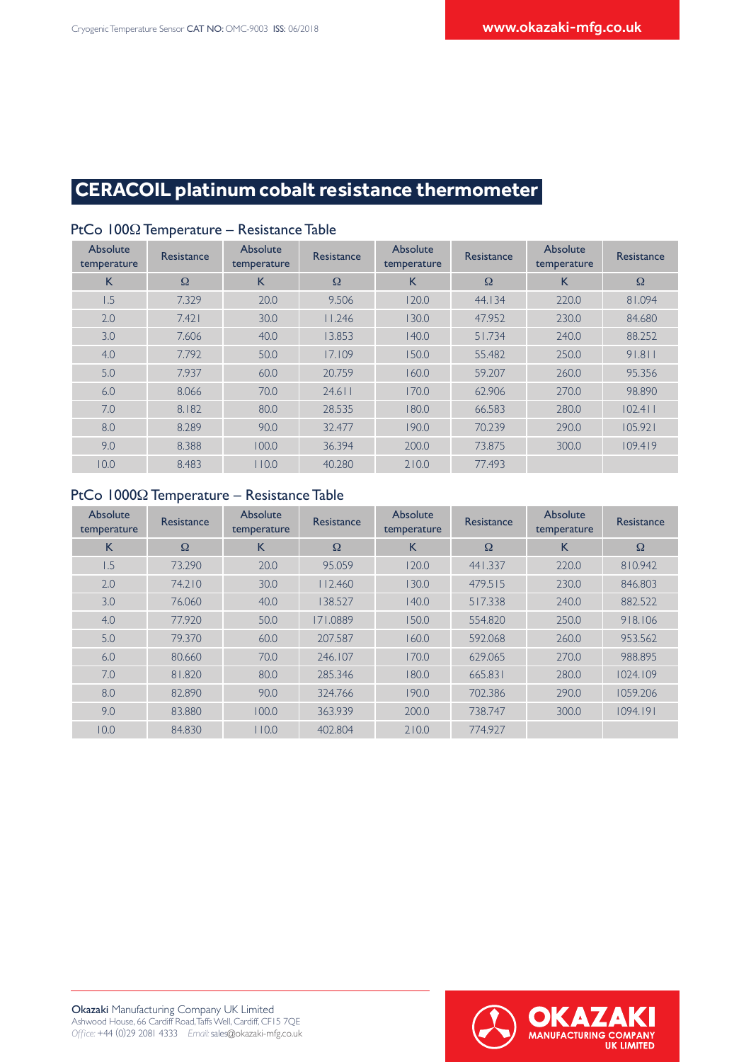# CERACOIL platinum cobalt resistance thermometer

## PtCo 100Ω Temperature – Resistance Table

| Absolute temperature | Resistance | Absolute temperature | Resistance | Absolute temperature | Resistance | Absolute temperature | Resistance |
|---|---|---|---|---|---|---|---|
| K | Ω | K | Ω | K | Ω | K | Ω |
| 1.5 | 7.329 | 20.0 | 9.506 | 120.0 | 44.134 | 220.0 | 81.094 |
| 2.0 | 7.421 | 30.0 | 11.246 | 130.0 | 47.952 | 230.0 | 84.680 |
| 3.0 | 7.606 | 40.0 | 13.853 | 140.0 | 51.734 | 240.0 | 88.252 |
| 4.0 | 7.792 | 50.0 | 17.109 | 150.0 | 55.482 | 250.0 | 91.811 |
| 5.0 | 7.937 | 60.0 | 20.759 | 160.0 | 59.207 | 260.0 | 95.356 |
| 6.0 | 8.066 | 70.0 | 24.611 | 170.0 | 62.906 | 270.0 | 98.890 |
| 7.0 | 8.182 | 80.0 | 28.535 | 180.0 | 66.583 | 280.0 | 102.411 |
| 8.0 | 8.289 | 90.0 | 32.477 | 190.0 | 70.239 | 290.0 | 105.921 |
| 9.0 | 8.388 | 100.0 | 36.394 | 200.0 | 73.875 | 300.0 | 109.419 |
| 10.0 | 8.483 | 110.0 | 40.280 | 210.0 | 77.493 | | |

## PtCo 1000Ω Temperature – Resistance Table

| Absolute temperature | Resistance | Absolute temperature | Resistance | Absolute temperature | Resistance | Absolute temperature | Resistance |
|---|---|---|---|---|---|---|---|
| K | Ω | K | Ω | K | Ω | K | Ω |
| 1.5 | 73.290 | 20.0 | 95.059 | 120.0 | 441.337 | 220.0 | 810.942 |
| 2.0 | 74.210 | 30.0 | 112.460 | 130.0 | 479.515 | 230.0 | 846.803 |
| 3.0 | 76.060 | 40.0 | 138.527 | 140.0 | 517.338 | 240.0 | 882.522 |
| 4.0 | 77.920 | 50.0 | 171.0889 | 150.0 | 554.820 | 250.0 | 918.106 |
| 5.0 | 79.370 | 60.0 | 207.587 | 160.0 | 592.068 | 260.0 | 953.562 |
| 6.0 | 80.660 | 70.0 | 246.107 | 170.0 | 629.065 | 270.0 | 988.895 |
| 7.0 | 81.820 | 80.0 | 285.346 | 180.0 | 665.831 | 280.0 | 1024.109 |
| 8.0 | 82.890 | 90.0 | 324.766 | 190.0 | 702.386 | 290.0 | 1059.206 |
| 9.0 | 83.880 | 100.0 | 363.939 | 200.0 | 738.747 | 300.0 | 1094.191 |
| 10.0 | 84.830 | 110.0 | 402.804 | 210.0 | 774.927 | | |

**Okazaki** Manufacturing Company UK Limited
Ashwood House, 66 Cardiff Road, Taffs Well, Cardiff, CF15 7QE
*Office:* +44 (0)29 2081 4333 *Email:* sales@okazaki-mfg.co.uk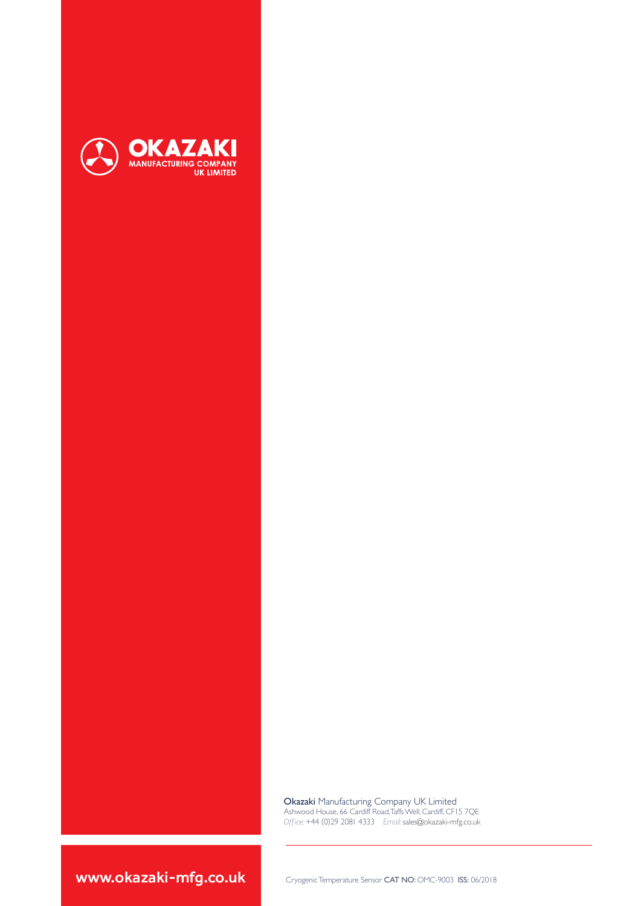**OKAZAKI**
MANUFACTURING COMPANY
UK LIMITED

**Okazaki** Manufacturing Company UK Limited
Ashwood House, 66 Cardiff Road, Taffs Well, Cardiff, CF15 7QE
*Office:* +44 (0)29 2081 4333 *Email:* sales@okazaki-mfg.co.uk

**www.okazaki-mfg.co.uk**

Cryogenic Temperature Sensor **CAT NO:** OMC-9003 **ISS:** 06/2018